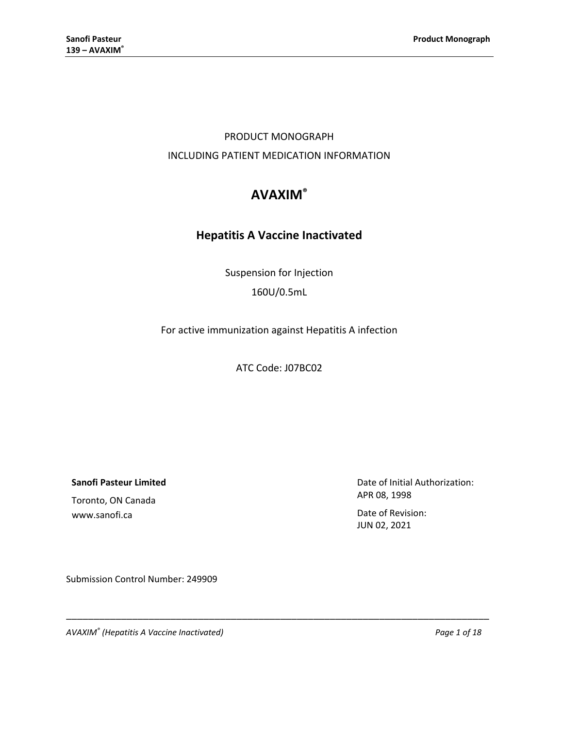PRODUCT MONOGRAPH

INCLUDING PATIENT MEDICATION INFORMATION

# AVAXIM®

## Hepatitis A Vaccine Inactivated

Suspension for Injection

160U/0.5mL

For active immunization against Hepatitis A infection

ATC Code: J07BC02

**Sanofi Pasteur Limited**

Toronto, ON Canada

www.sanofi.ca

Date of Initial Authorization:
APR 08, 1998

Date of Revision:
JUN 02, 2021

Submission Control Number: 249909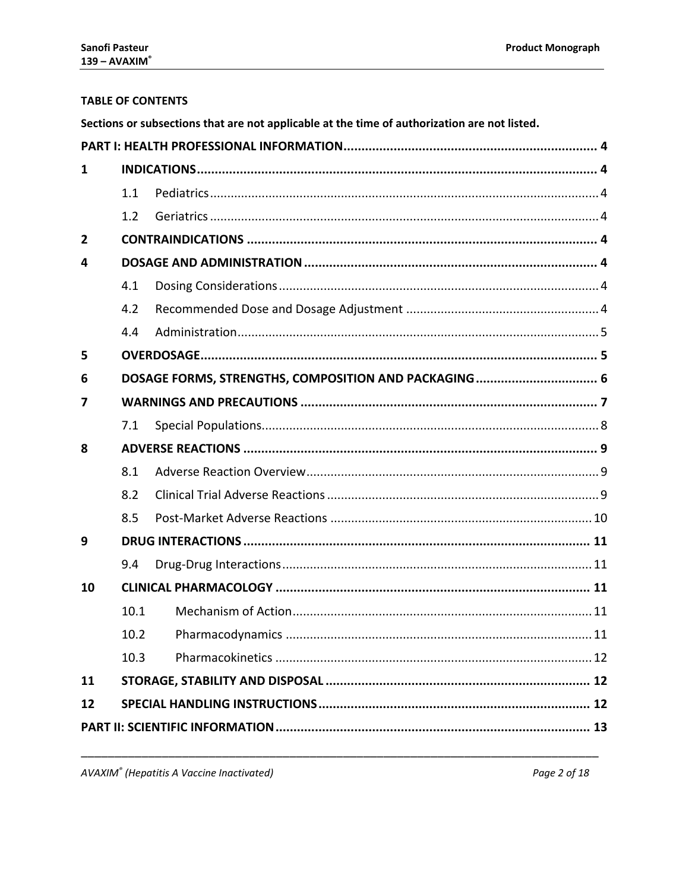**TABLE OF CONTENTS**

**Sections or subsections that are not applicable at the time of authorization are not listed.**

| | | | |
|---|---|---|---|
| **PART I: HEALTH PROFESSIONAL INFORMATION** | | | **4** |
| **1** | **INDICATIONS** | | **4** |
| | 1.1 | Pediatrics | 4 |
| | 1.2 | Geriatrics | 4 |
| **2** | **CONTRAINDICATIONS** | | **4** |
| **4** | **DOSAGE AND ADMINISTRATION** | | **4** |
| | 4.1 | Dosing Considerations | 4 |
| | 4.2 | Recommended Dose and Dosage Adjustment | 4 |
| | 4.4 | Administration | 5 |
| **5** | **OVERDOSAGE** | | **5** |
| **6** | **DOSAGE FORMS, STRENGTHS, COMPOSITION AND PACKAGING** | | **6** |
| **7** | **WARNINGS AND PRECAUTIONS** | | **7** |
| | 7.1 | Special Populations | 8 |
| **8** | **ADVERSE REACTIONS** | | **9** |
| | 8.1 | Adverse Reaction Overview | 9 |
| | 8.2 | Clinical Trial Adverse Reactions | 9 |
| | 8.5 | Post-Market Adverse Reactions | 10 |
| **9** | **DRUG INTERACTIONS** | | **11** |
| | 9.4 | Drug-Drug Interactions | 11 |
| **10** | **CLINICAL PHARMACOLOGY** | | **11** |
| | 10.1 | Mechanism of Action | 11 |
| | 10.2 | Pharmacodynamics | 11 |
| | 10.3 | Pharmacokinetics | 12 |
| **11** | **STORAGE, STABILITY AND DISPOSAL** | | **12** |
| **12** | **SPECIAL HANDLING INSTRUCTIONS** | | **12** |
| **PART II: SCIENTIFIC INFORMATION** | | | **13** |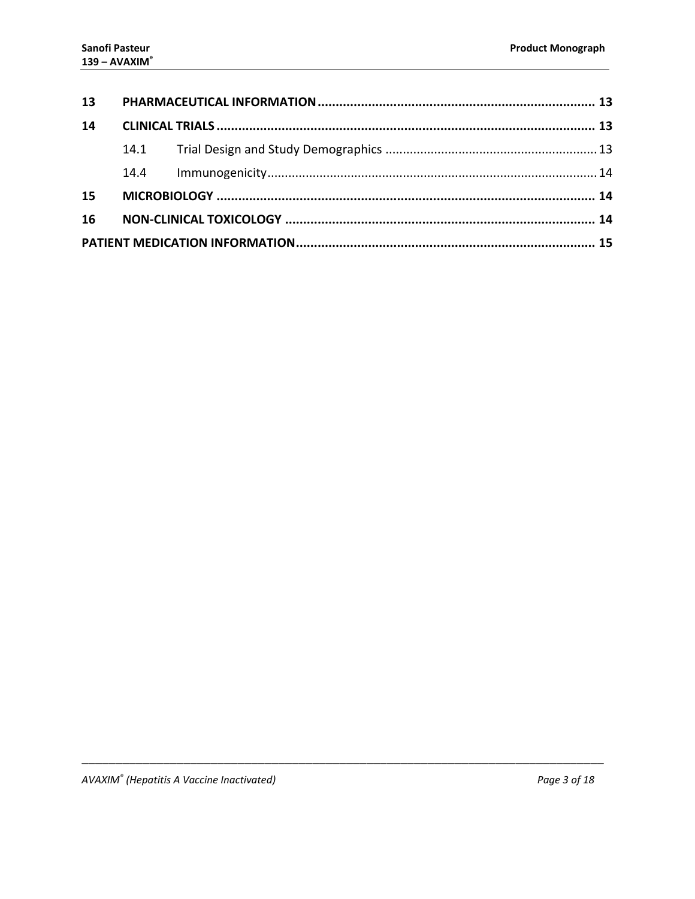| | | | |
|---|---|---|---|
| **13** | **PHARMACEUTICAL INFORMATION** | | **13** |
| **14** | **CLINICAL TRIALS** | | **13** |
| | 14.1 | Trial Design and Study Demographics | 13 |
| | 14.4 | Immunogenicity | 14 |
| **15** | **MICROBIOLOGY** | | **14** |
| **16** | **NON-CLINICAL TOXICOLOGY** | | **14** |
| **PATIENT MEDICATION INFORMATION** | | | **15** |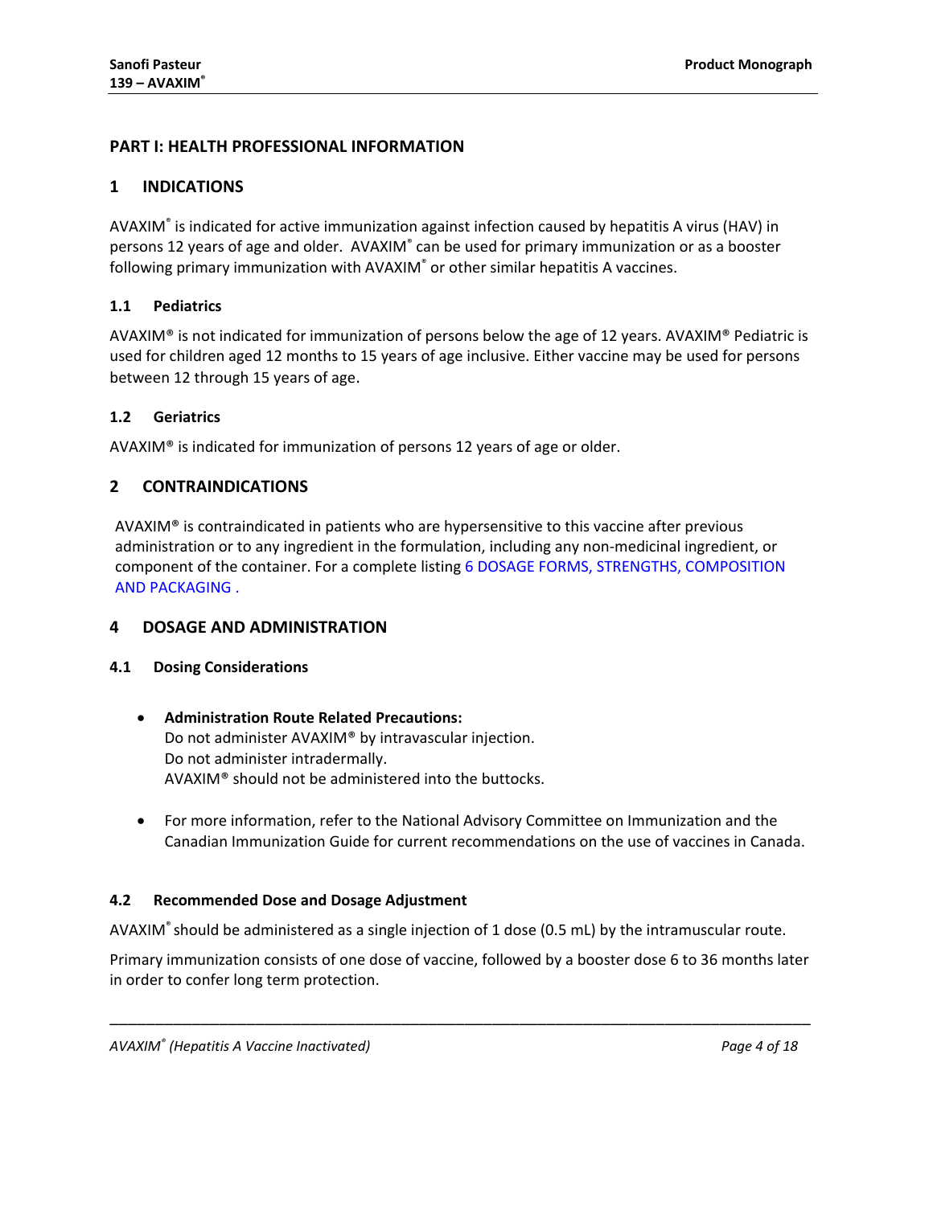# PART I: HEALTH PROFESSIONAL INFORMATION

## 1 INDICATIONS

AVAXIM® is indicated for active immunization against infection caused by hepatitis A virus (HAV) in persons 12 years of age and older. AVAXIM® can be used for primary immunization or as a booster following primary immunization with AVAXIM® or other similar hepatitis A vaccines.

### 1.1 Pediatrics

AVAXIM® is not indicated for immunization of persons below the age of 12 years. AVAXIM® Pediatric is used for children aged 12 months to 15 years of age inclusive. Either vaccine may be used for persons between 12 through 15 years of age.

### 1.2 Geriatrics

AVAXIM® is indicated for immunization of persons 12 years of age or older.

## 2 CONTRAINDICATIONS

AVAXIM® is contraindicated in patients who are hypersensitive to this vaccine after previous administration or to any ingredient in the formulation, including any non-medicinal ingredient, or component of the container. For a complete listing 6 DOSAGE FORMS, STRENGTHS, COMPOSITION AND PACKAGING .

## 4 DOSAGE AND ADMINISTRATION

### 4.1 Dosing Considerations

- **Administration Route Related Precautions:**
  Do not administer AVAXIM® by intravascular injection.
  Do not administer intradermally.
  AVAXIM® should not be administered into the buttocks.

- For more information, refer to the National Advisory Committee on Immunization and the Canadian Immunization Guide for current recommendations on the use of vaccines in Canada.

### 4.2 Recommended Dose and Dosage Adjustment

AVAXIM® should be administered as a single injection of 1 dose (0.5 mL) by the intramuscular route.

Primary immunization consists of one dose of vaccine, followed by a booster dose 6 to 36 months later in order to confer long term protection.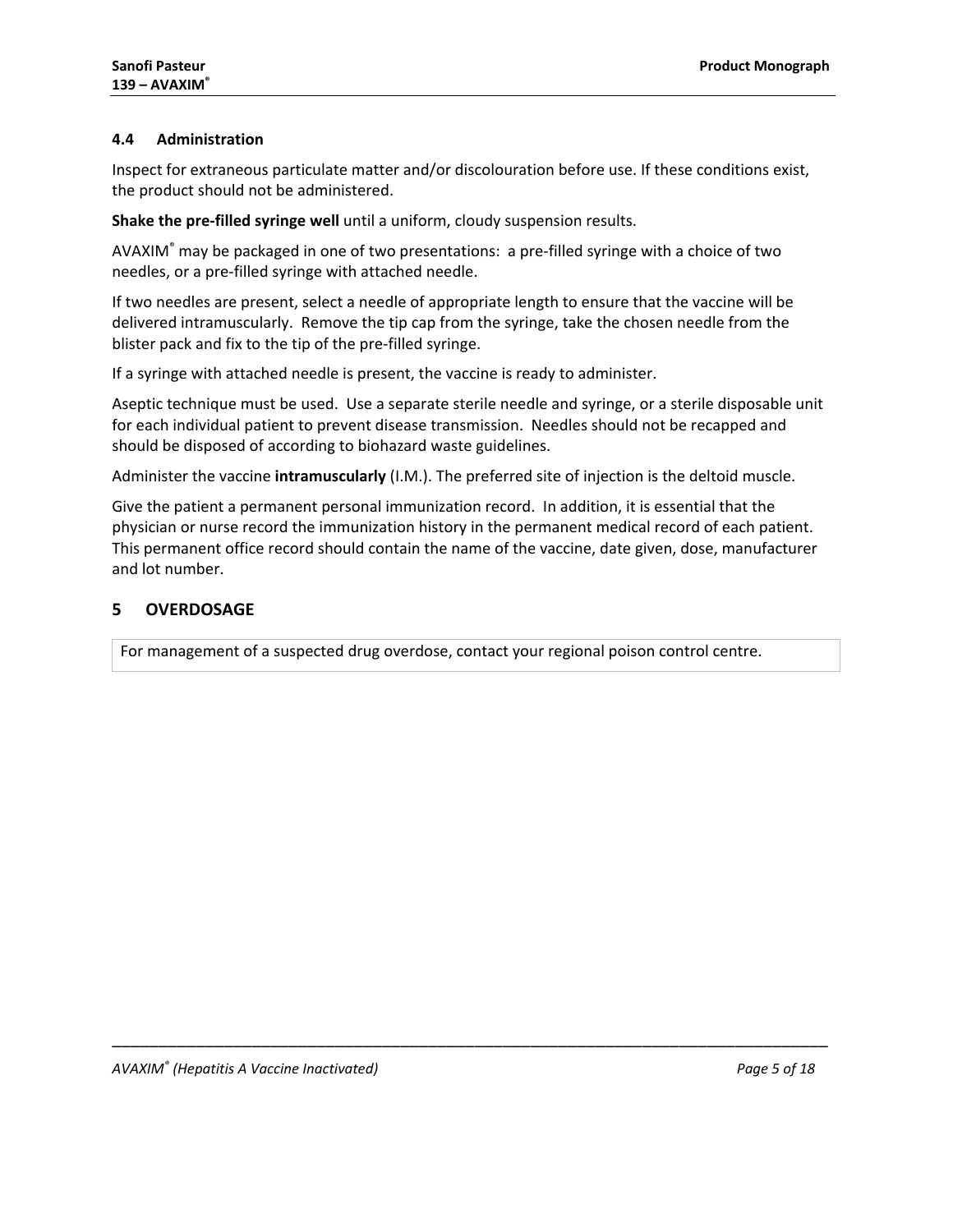### 4.4 Administration

Inspect for extraneous particulate matter and/or discolouration before use. If these conditions exist, the product should not be administered.

**Shake the pre-filled syringe well** until a uniform, cloudy suspension results.

AVAXIM® may be packaged in one of two presentations: a pre-filled syringe with a choice of two needles, or a pre-filled syringe with attached needle.

If two needles are present, select a needle of appropriate length to ensure that the vaccine will be delivered intramuscularly. Remove the tip cap from the syringe, take the chosen needle from the blister pack and fix to the tip of the pre-filled syringe.

If a syringe with attached needle is present, the vaccine is ready to administer.

Aseptic technique must be used. Use a separate sterile needle and syringe, or a sterile disposable unit for each individual patient to prevent disease transmission. Needles should not be recapped and should be disposed of according to biohazard waste guidelines.

Administer the vaccine **intramuscularly** (I.M.). The preferred site of injection is the deltoid muscle.

Give the patient a permanent personal immunization record. In addition, it is essential that the physician or nurse record the immunization history in the permanent medical record of each patient. This permanent office record should contain the name of the vaccine, date given, dose, manufacturer and lot number.

## 5 OVERDOSAGE

| For management of a suspected drug overdose, contact your regional poison control centre. |
|---|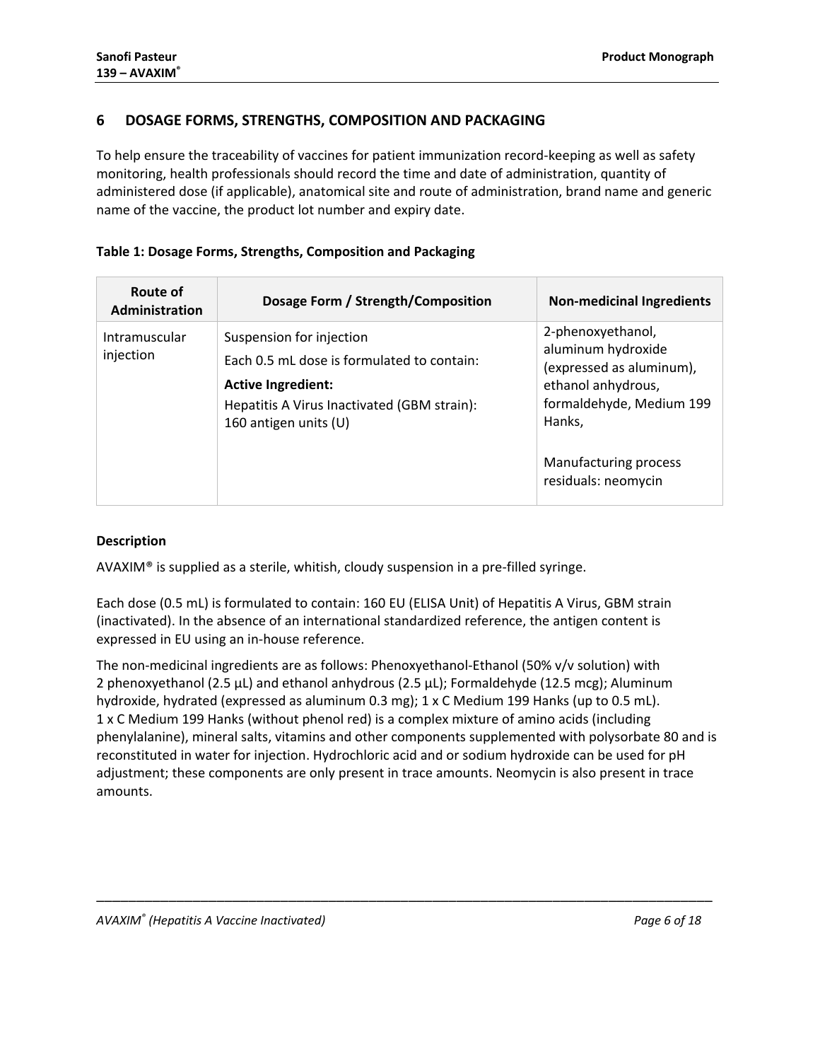## 6 DOSAGE FORMS, STRENGTHS, COMPOSITION AND PACKAGING

To help ensure the traceability of vaccines for patient immunization record-keeping as well as safety monitoring, health professionals should record the time and date of administration, quantity of administered dose (if applicable), anatomical site and route of administration, brand name and generic name of the vaccine, the product lot number and expiry date.

**Table 1: Dosage Forms, Strengths, Composition and Packaging**

| Route of Administration | Dosage Form / Strength/Composition | Non-medicinal Ingredients |
| --- | --- | --- |
| Intramuscular injection | Suspension for injection<br>Each 0.5 mL dose is formulated to contain:<br>**Active Ingredient:**<br>Hepatitis A Virus Inactivated (GBM strain): 160 antigen units (U) | 2-phenoxyethanol, aluminum hydroxide (expressed as aluminum), ethanol anhydrous, formaldehyde, Medium 199 Hanks,<br><br>Manufacturing process residuals: neomycin |

**Description**

AVAXIM® is supplied as a sterile, whitish, cloudy suspension in a pre-filled syringe.

Each dose (0.5 mL) is formulated to contain: 160 EU (ELISA Unit) of Hepatitis A Virus, GBM strain (inactivated). In the absence of an international standardized reference, the antigen content is expressed in EU using an in-house reference.

The non-medicinal ingredients are as follows: Phenoxyethanol-Ethanol (50% v/v solution) with 2 phenoxyethanol (2.5 µL) and ethanol anhydrous (2.5 µL); Formaldehyde (12.5 mcg); Aluminum hydroxide, hydrated (expressed as aluminum 0.3 mg); 1 x C Medium 199 Hanks (up to 0.5 mL). 1 x C Medium 199 Hanks (without phenol red) is a complex mixture of amino acids (including phenylalanine), mineral salts, vitamins and other components supplemented with polysorbate 80 and is reconstituted in water for injection. Hydrochloric acid and or sodium hydroxide can be used for pH adjustment; these components are only present in trace amounts. Neomycin is also present in trace amounts.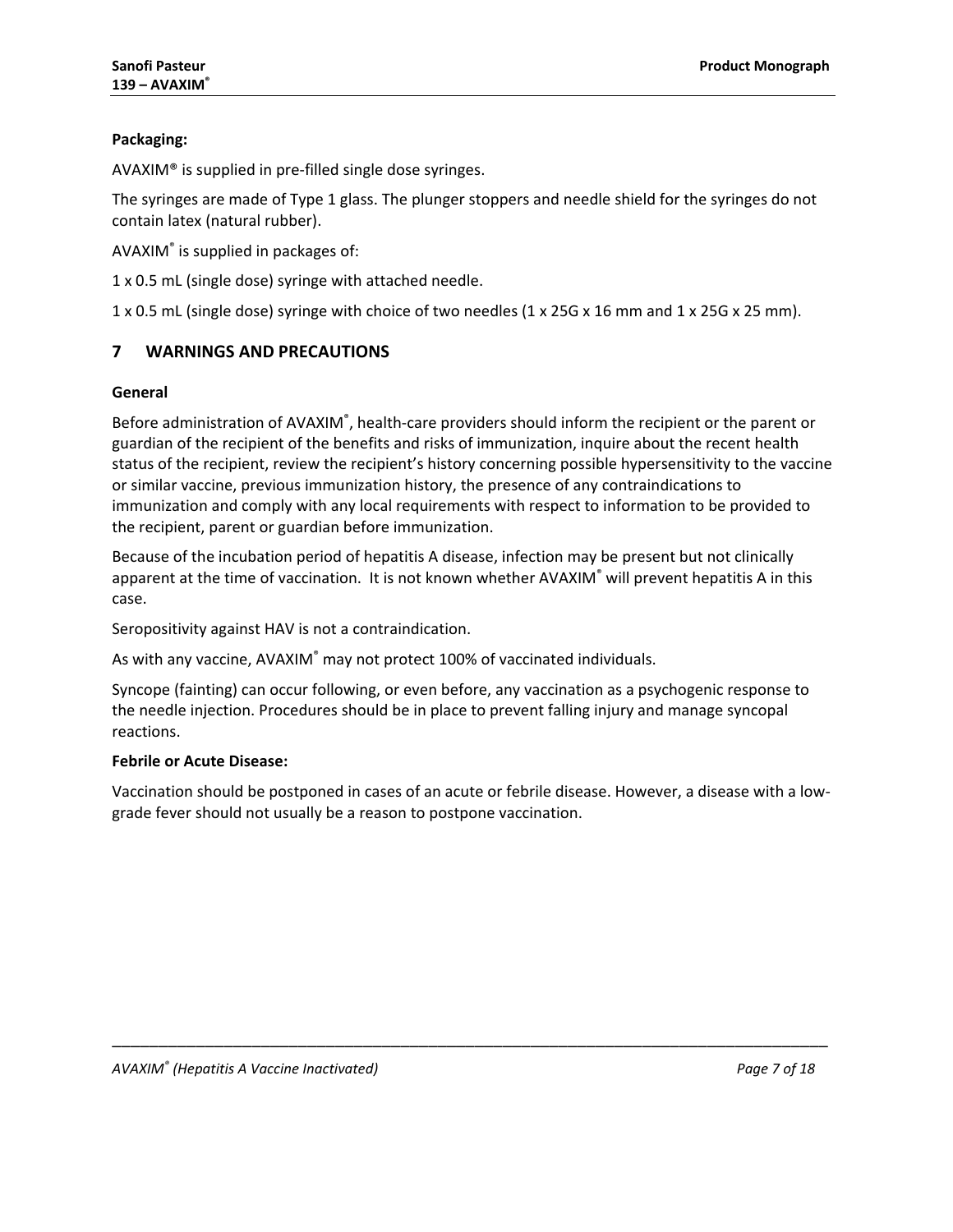**Packaging:**

AVAXIM® is supplied in pre-filled single dose syringes.

The syringes are made of Type 1 glass. The plunger stoppers and needle shield for the syringes do not contain latex (natural rubber).

AVAXIM® is supplied in packages of:

1 x 0.5 mL (single dose) syringe with attached needle.

1 x 0.5 mL (single dose) syringe with choice of two needles (1 x 25G x 16 mm and 1 x 25G x 25 mm).

## 7 WARNINGS AND PRECAUTIONS

**General**

Before administration of AVAXIM®, health-care providers should inform the recipient or the parent or guardian of the recipient of the benefits and risks of immunization, inquire about the recent health status of the recipient, review the recipient's history concerning possible hypersensitivity to the vaccine or similar vaccine, previous immunization history, the presence of any contraindications to immunization and comply with any local requirements with respect to information to be provided to the recipient, parent or guardian before immunization.

Because of the incubation period of hepatitis A disease, infection may be present but not clinically apparent at the time of vaccination. It is not known whether AVAXIM® will prevent hepatitis A in this case.

Seropositivity against HAV is not a contraindication.

As with any vaccine, AVAXIM® may not protect 100% of vaccinated individuals.

Syncope (fainting) can occur following, or even before, any vaccination as a psychogenic response to the needle injection. Procedures should be in place to prevent falling injury and manage syncopal reactions.

**Febrile or Acute Disease:**

Vaccination should be postponed in cases of an acute or febrile disease. However, a disease with a low-grade fever should not usually be a reason to postpone vaccination.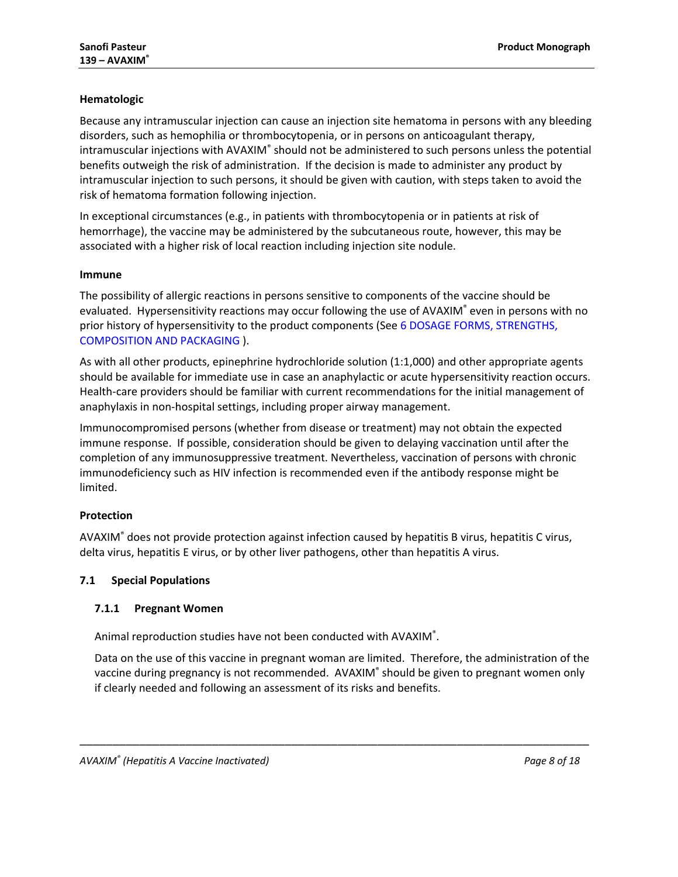**Hematologic**

Because any intramuscular injection can cause an injection site hematoma in persons with any bleeding disorders, such as hemophilia or thrombocytopenia, or in persons on anticoagulant therapy, intramuscular injections with AVAXIM® should not be administered to such persons unless the potential benefits outweigh the risk of administration. If the decision is made to administer any product by intramuscular injection to such persons, it should be given with caution, with steps taken to avoid the risk of hematoma formation following injection.

In exceptional circumstances (e.g., in patients with thrombocytopenia or in patients at risk of hemorrhage), the vaccine may be administered by the subcutaneous route, however, this may be associated with a higher risk of local reaction including injection site nodule.

**Immune**

The possibility of allergic reactions in persons sensitive to components of the vaccine should be evaluated. Hypersensitivity reactions may occur following the use of AVAXIM® even in persons with no prior history of hypersensitivity to the product components (See 6 DOSAGE FORMS, STRENGTHS, COMPOSITION AND PACKAGING ).

As with all other products, epinephrine hydrochloride solution (1:1,000) and other appropriate agents should be available for immediate use in case an anaphylactic or acute hypersensitivity reaction occurs. Health-care providers should be familiar with current recommendations for the initial management of anaphylaxis in non-hospital settings, including proper airway management.

Immunocompromised persons (whether from disease or treatment) may not obtain the expected immune response. If possible, consideration should be given to delaying vaccination until after the completion of any immunosuppressive treatment. Nevertheless, vaccination of persons with chronic immunodeficiency such as HIV infection is recommended even if the antibody response might be limited.

**Protection**

AVAXIM® does not provide protection against infection caused by hepatitis B virus, hepatitis C virus, delta virus, hepatitis E virus, or by other liver pathogens, other than hepatitis A virus.

## 7.1 Special Populations

### 7.1.1 Pregnant Women

Animal reproduction studies have not been conducted with AVAXIM®.

Data on the use of this vaccine in pregnant woman are limited. Therefore, the administration of the vaccine during pregnancy is not recommended. AVAXIM® should be given to pregnant women only if clearly needed and following an assessment of its risks and benefits.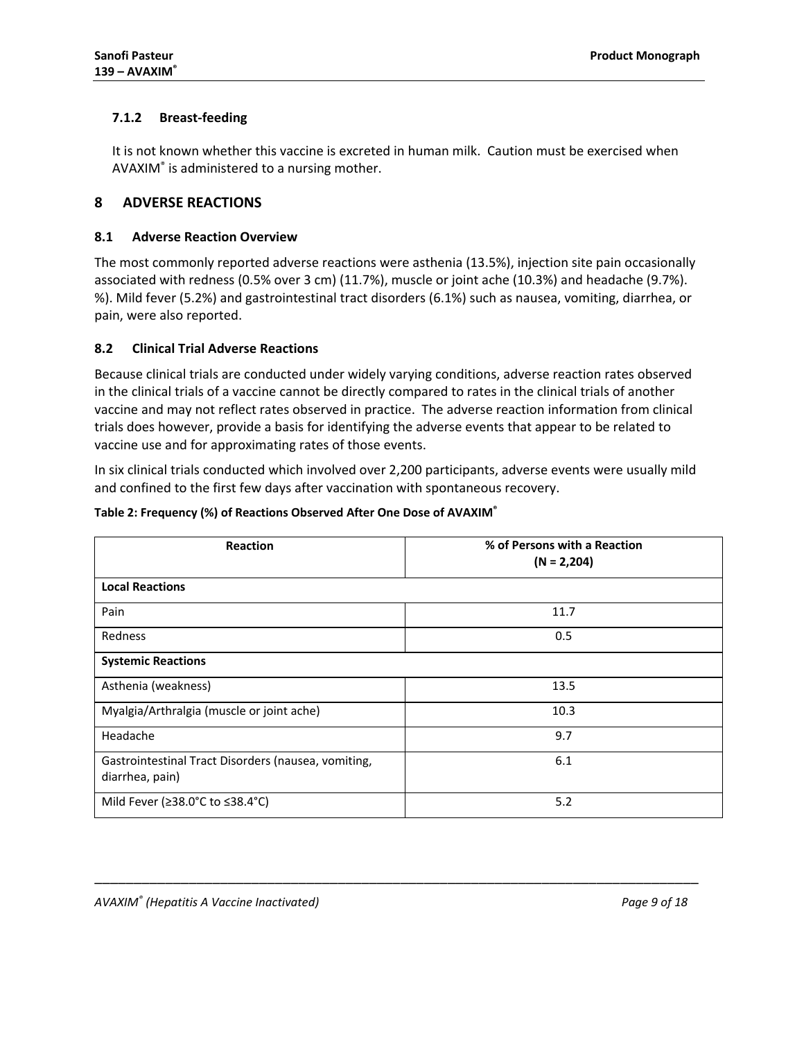### 7.1.2 Breast-feeding

It is not known whether this vaccine is excreted in human milk. Caution must be exercised when AVAXIM® is administered to a nursing mother.

## 8 ADVERSE REACTIONS

### 8.1 Adverse Reaction Overview

The most commonly reported adverse reactions were asthenia (13.5%), injection site pain occasionally associated with redness (0.5% over 3 cm) (11.7%), muscle or joint ache (10.3%) and headache (9.7%). %). Mild fever (5.2%) and gastrointestinal tract disorders (6.1%) such as nausea, vomiting, diarrhea, or pain, were also reported.

### 8.2 Clinical Trial Adverse Reactions

Because clinical trials are conducted under widely varying conditions, adverse reaction rates observed in the clinical trials of a vaccine cannot be directly compared to rates in the clinical trials of another vaccine and may not reflect rates observed in practice. The adverse reaction information from clinical trials does however, provide a basis for identifying the adverse events that appear to be related to vaccine use and for approximating rates of those events.

In six clinical trials conducted which involved over 2,200 participants, adverse events were usually mild and confined to the first few days after vaccination with spontaneous recovery.

**Table 2: Frequency (%) of Reactions Observed After One Dose of AVAXIM®**

| Reaction | % of Persons with a Reaction (N = 2,204) |
|---|---|
| **Local Reactions** | |
| Pain | 11.7 |
| Redness | 0.5 |
| **Systemic Reactions** | |
| Asthenia (weakness) | 13.5 |
| Myalgia/Arthralgia (muscle or joint ache) | 10.3 |
| Headache | 9.7 |
| Gastrointestinal Tract Disorders (nausea, vomiting, diarrhea, pain) | 6.1 |
| Mild Fever (≥38.0°C to ≤38.4°C) | 5.2 |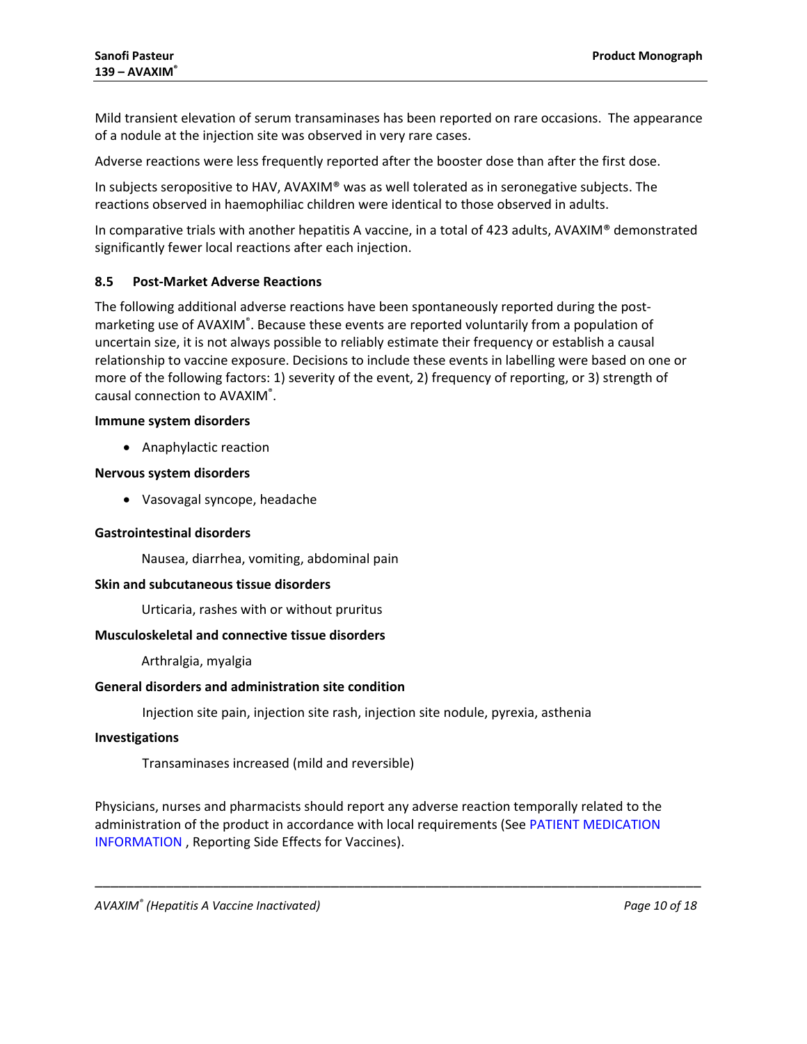Mild transient elevation of serum transaminases has been reported on rare occasions. The appearance of a nodule at the injection site was observed in very rare cases.

Adverse reactions were less frequently reported after the booster dose than after the first dose.

In subjects seropositive to HAV, AVAXIM® was as well tolerated as in seronegative subjects. The reactions observed in haemophiliac children were identical to those observed in adults.

In comparative trials with another hepatitis A vaccine, in a total of 423 adults, AVAXIM® demonstrated significantly fewer local reactions after each injection.

### 8.5 Post-Market Adverse Reactions

The following additional adverse reactions have been spontaneously reported during the post-marketing use of AVAXIM®. Because these events are reported voluntarily from a population of uncertain size, it is not always possible to reliably estimate their frequency or establish a causal relationship to vaccine exposure. Decisions to include these events in labelling were based on one or more of the following factors: 1) severity of the event, 2) frequency of reporting, or 3) strength of causal connection to AVAXIM®.

**Immune system disorders**

- Anaphylactic reaction

**Nervous system disorders**

- Vasovagal syncope, headache

**Gastrointestinal disorders**

Nausea, diarrhea, vomiting, abdominal pain

**Skin and subcutaneous tissue disorders**

Urticaria, rashes with or without pruritus

**Musculoskeletal and connective tissue disorders**

Arthralgia, myalgia

**General disorders and administration site condition**

Injection site pain, injection site rash, injection site nodule, pyrexia, asthenia

**Investigations**

Transaminases increased (mild and reversible)

Physicians, nurses and pharmacists should report any adverse reaction temporally related to the administration of the product in accordance with local requirements (See PATIENT MEDICATION INFORMATION , Reporting Side Effects for Vaccines).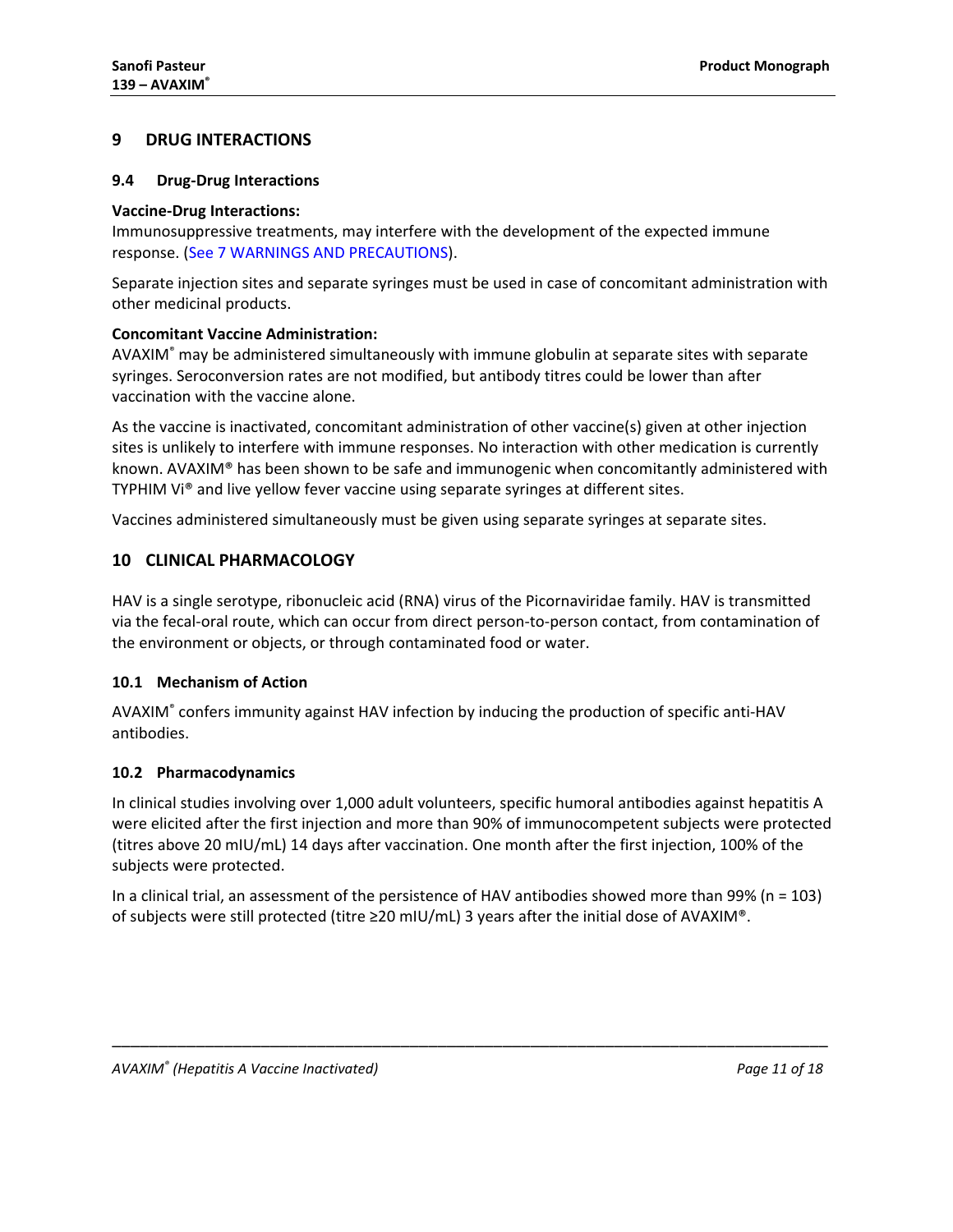## 9 DRUG INTERACTIONS

### 9.4 Drug-Drug Interactions

**Vaccine-Drug Interactions:**

Immunosuppressive treatments, may interfere with the development of the expected immune response. (See 7 WARNINGS AND PRECAUTIONS).

Separate injection sites and separate syringes must be used in case of concomitant administration with other medicinal products.

**Concomitant Vaccine Administration:**

AVAXIM® may be administered simultaneously with immune globulin at separate sites with separate syringes. Seroconversion rates are not modified, but antibody titres could be lower than after vaccination with the vaccine alone.

As the vaccine is inactivated, concomitant administration of other vaccine(s) given at other injection sites is unlikely to interfere with immune responses. No interaction with other medication is currently known. AVAXIM® has been shown to be safe and immunogenic when concomitantly administered with TYPHIM Vi® and live yellow fever vaccine using separate syringes at different sites.

Vaccines administered simultaneously must be given using separate syringes at separate sites.

## 10 CLINICAL PHARMACOLOGY

HAV is a single serotype, ribonucleic acid (RNA) virus of the Picornaviridae family. HAV is transmitted via the fecal-oral route, which can occur from direct person-to-person contact, from contamination of the environment or objects, or through contaminated food or water.

### 10.1 Mechanism of Action

AVAXIM® confers immunity against HAV infection by inducing the production of specific anti-HAV antibodies.

### 10.2 Pharmacodynamics

In clinical studies involving over 1,000 adult volunteers, specific humoral antibodies against hepatitis A were elicited after the first injection and more than 90% of immunocompetent subjects were protected (titres above 20 mIU/mL) 14 days after vaccination. One month after the first injection, 100% of the subjects were protected.

In a clinical trial, an assessment of the persistence of HAV antibodies showed more than 99% (n = 103) of subjects were still protected (titre ≥20 mIU/mL) 3 years after the initial dose of AVAXIM®.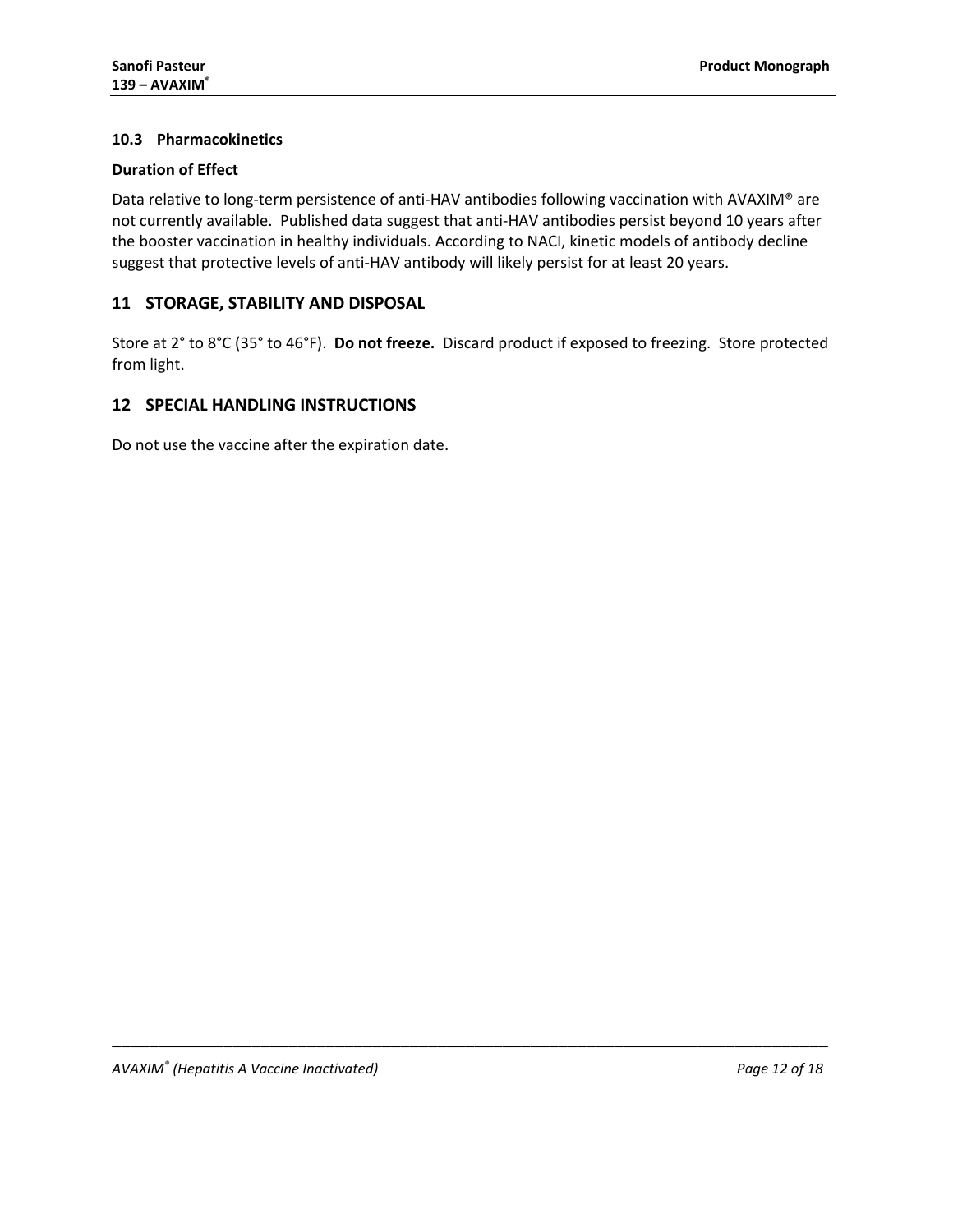### 10.3 Pharmacokinetics

**Duration of Effect**

Data relative to long-term persistence of anti-HAV antibodies following vaccination with AVAXIM® are not currently available. Published data suggest that anti-HAV antibodies persist beyond 10 years after the booster vaccination in healthy individuals. According to NACI, kinetic models of antibody decline suggest that protective levels of anti-HAV antibody will likely persist for at least 20 years.

## 11 STORAGE, STABILITY AND DISPOSAL

Store at 2° to 8°C (35° to 46°F). **Do not freeze.** Discard product if exposed to freezing. Store protected from light.

## 12 SPECIAL HANDLING INSTRUCTIONS

Do not use the vaccine after the expiration date.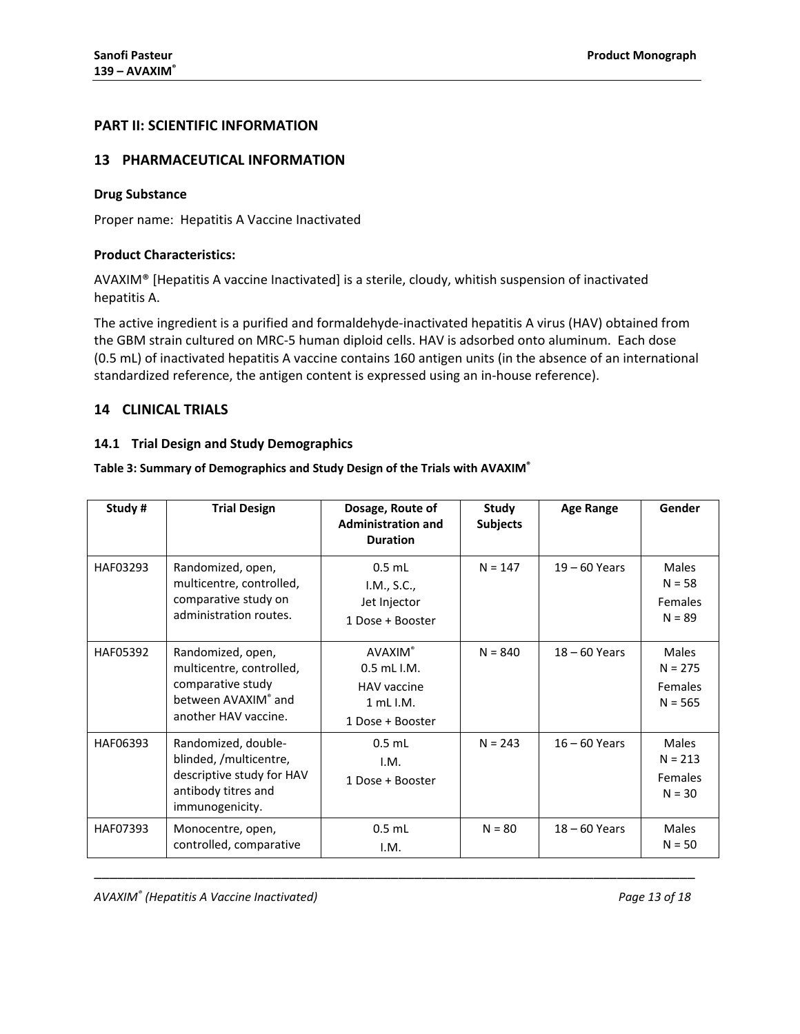## PART II: SCIENTIFIC INFORMATION

## 13 PHARMACEUTICAL INFORMATION

**Drug Substance**

Proper name: Hepatitis A Vaccine Inactivated

**Product Characteristics:**

AVAXIM® [Hepatitis A vaccine Inactivated] is a sterile, cloudy, whitish suspension of inactivated hepatitis A.

The active ingredient is a purified and formaldehyde-inactivated hepatitis A virus (HAV) obtained from the GBM strain cultured on MRC-5 human diploid cells. HAV is adsorbed onto aluminum. Each dose (0.5 mL) of inactivated hepatitis A vaccine contains 160 antigen units (in the absence of an international standardized reference, the antigen content is expressed using an in-house reference).

## 14 CLINICAL TRIALS

### 14.1 Trial Design and Study Demographics

**Table 3: Summary of Demographics and Study Design of the Trials with AVAXIM®**

| Study # | Trial Design | Dosage, Route of Administration and Duration | Study Subjects | Age Range | Gender |
|---|---|---|---|---|---|
| HAF03293 | Randomized, open, multicentre, controlled, comparative study on administration routes. | 0.5 mL<br>I.M., S.C.,<br>Jet Injector<br>1 Dose + Booster | N = 147 | 19 – 60 Years | Males<br>N = 58<br>Females<br>N = 89 |
| HAF05392 | Randomized, open, multicentre, controlled, comparative study between AVAXIM® and another HAV vaccine. | AVAXIM®<br>0.5 mL I.M.<br>HAV vaccine<br>1 mL I.M.<br>1 Dose + Booster | N = 840 | 18 – 60 Years | Males<br>N = 275<br>Females<br>N = 565 |
| HAF06393 | Randomized, double-blinded, /multicentre, descriptive study for HAV antibody titres and immunogenicity. | 0.5 mL<br>I.M.<br>1 Dose + Booster | N = 243 | 16 – 60 Years | Males<br>N = 213<br>Females<br>N = 30 |
| HAF07393 | Monocentre, open, controlled, comparative | 0.5 mL<br>I.M. | N = 80 | 18 – 60 Years | Males<br>N = 50 |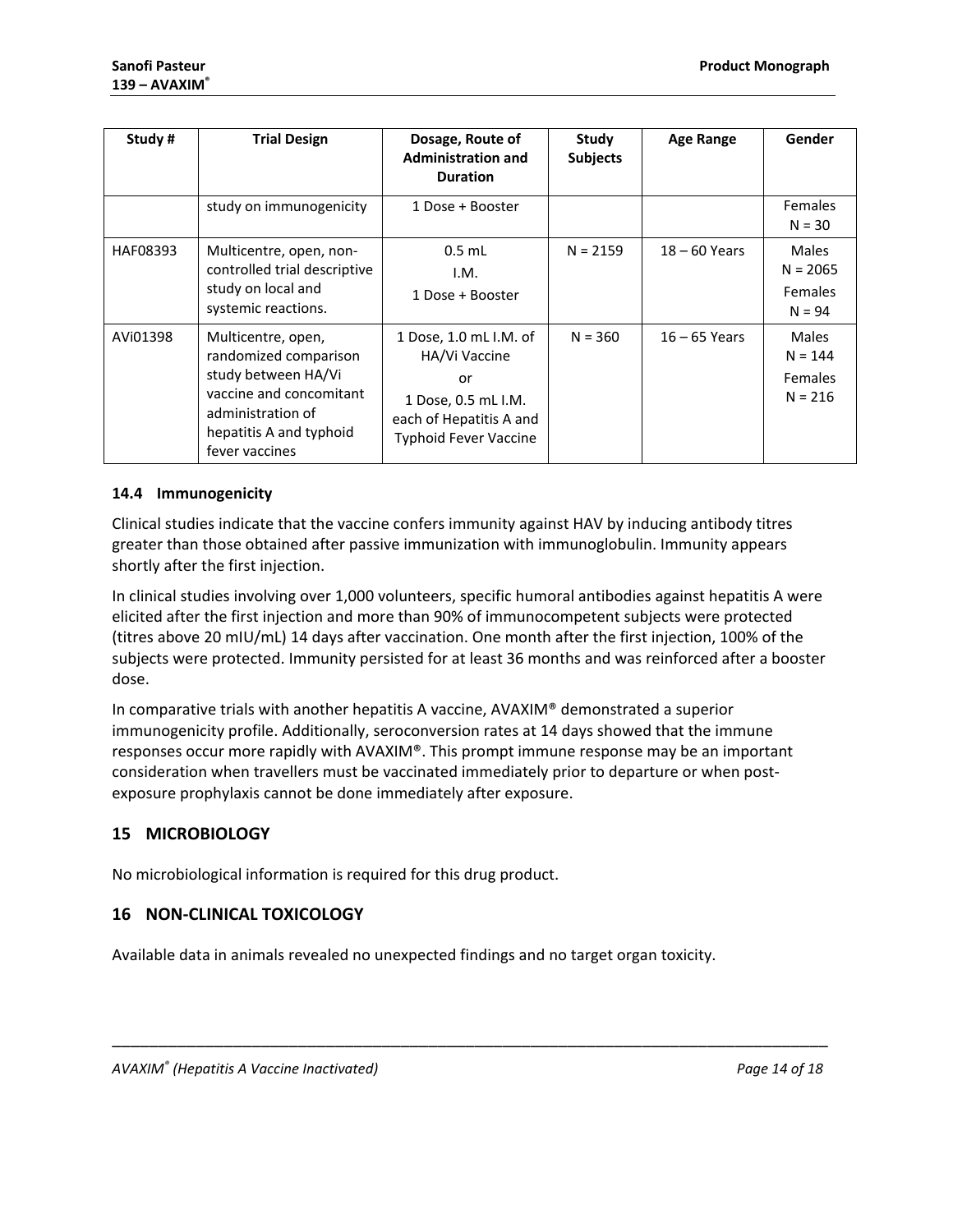| Study # | Trial Design | Dosage, Route of Administration and Duration | Study Subjects | Age Range | Gender |
|---|---|---|---|---|---|
| | study on immunogenicity | 1 Dose + Booster | | | Females N = 30 |
| HAF08393 | Multicentre, open, non-controlled trial descriptive study on local and systemic reactions. | 0.5 mL I.M. 1 Dose + Booster | N = 2159 | 18 – 60 Years | Males N = 2065 Females N = 94 |
| AVi01398 | Multicentre, open, randomized comparison study between HA/Vi vaccine and concomitant administration of hepatitis A and typhoid fever vaccines | 1 Dose, 1.0 mL I.M. of HA/Vi Vaccine or 1 Dose, 0.5 mL I.M. each of Hepatitis A and Typhoid Fever Vaccine | N = 360 | 16 – 65 Years | Males N = 144 Females N = 216 |

### 14.4 Immunogenicity

Clinical studies indicate that the vaccine confers immunity against HAV by inducing antibody titres greater than those obtained after passive immunization with immunoglobulin. Immunity appears shortly after the first injection.

In clinical studies involving over 1,000 volunteers, specific humoral antibodies against hepatitis A were elicited after the first injection and more than 90% of immunocompetent subjects were protected (titres above 20 mIU/mL) 14 days after vaccination. One month after the first injection, 100% of the subjects were protected. Immunity persisted for at least 36 months and was reinforced after a booster dose.

In comparative trials with another hepatitis A vaccine, AVAXIM® demonstrated a superior immunogenicity profile. Additionally, seroconversion rates at 14 days showed that the immune responses occur more rapidly with AVAXIM®. This prompt immune response may be an important consideration when travellers must be vaccinated immediately prior to departure or when post-exposure prophylaxis cannot be done immediately after exposure.

## 15 MICROBIOLOGY

No microbiological information is required for this drug product.

## 16 NON-CLINICAL TOXICOLOGY

Available data in animals revealed no unexpected findings and no target organ toxicity.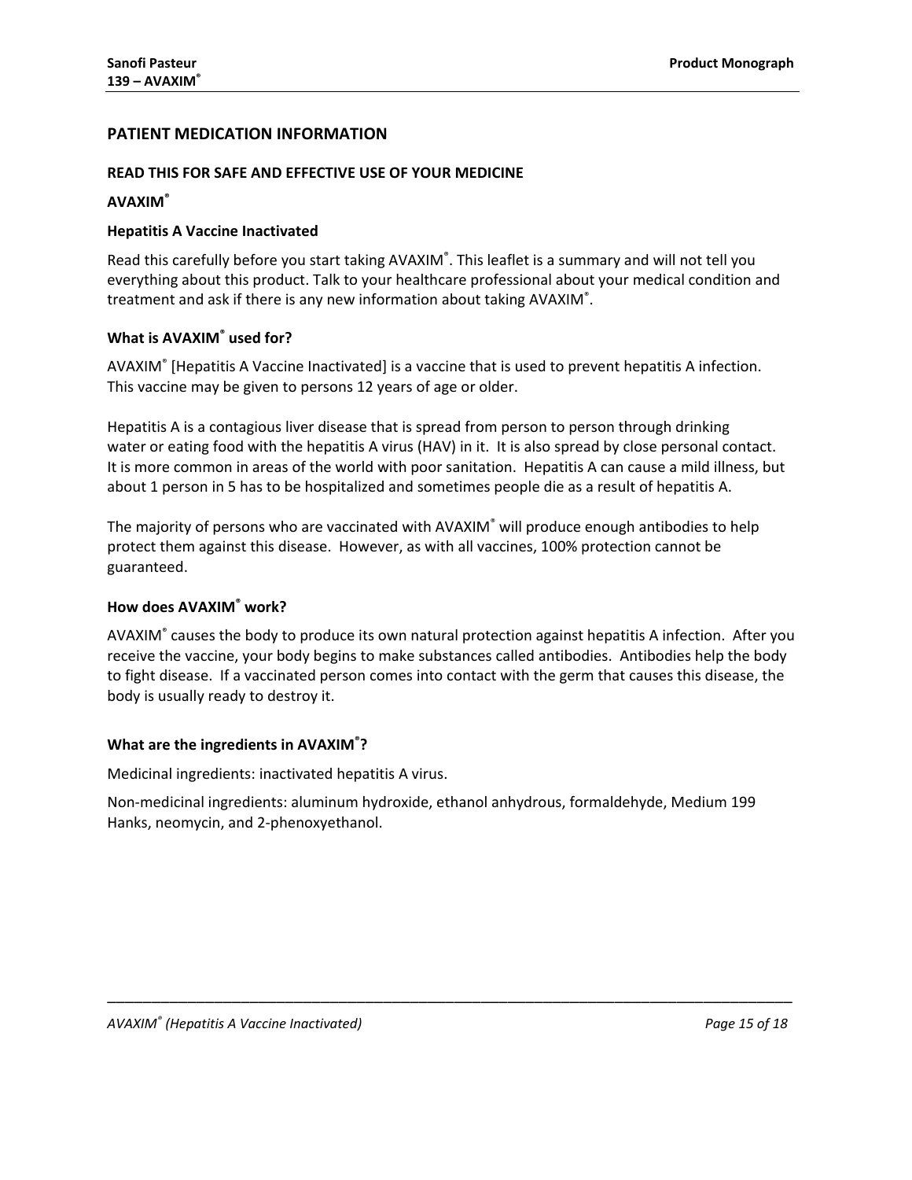## PATIENT MEDICATION INFORMATION

### READ THIS FOR SAFE AND EFFECTIVE USE OF YOUR MEDICINE

### AVAXIM®

### Hepatitis A Vaccine Inactivated

Read this carefully before you start taking AVAXIM®. This leaflet is a summary and will not tell you everything about this product. Talk to your healthcare professional about your medical condition and treatment and ask if there is any new information about taking AVAXIM®.

### What is AVAXIM® used for?

AVAXIM® [Hepatitis A Vaccine Inactivated] is a vaccine that is used to prevent hepatitis A infection. This vaccine may be given to persons 12 years of age or older.

Hepatitis A is a contagious liver disease that is spread from person to person through drinking water or eating food with the hepatitis A virus (HAV) in it. It is also spread by close personal contact. It is more common in areas of the world with poor sanitation. Hepatitis A can cause a mild illness, but about 1 person in 5 has to be hospitalized and sometimes people die as a result of hepatitis A.

The majority of persons who are vaccinated with AVAXIM® will produce enough antibodies to help protect them against this disease. However, as with all vaccines, 100% protection cannot be guaranteed.

### How does AVAXIM® work?

AVAXIM® causes the body to produce its own natural protection against hepatitis A infection. After you receive the vaccine, your body begins to make substances called antibodies. Antibodies help the body to fight disease. If a vaccinated person comes into contact with the germ that causes this disease, the body is usually ready to destroy it.

### What are the ingredients in AVAXIM®?

Medicinal ingredients: inactivated hepatitis A virus.

Non-medicinal ingredients: aluminum hydroxide, ethanol anhydrous, formaldehyde, Medium 199 Hanks, neomycin, and 2-phenoxyethanol.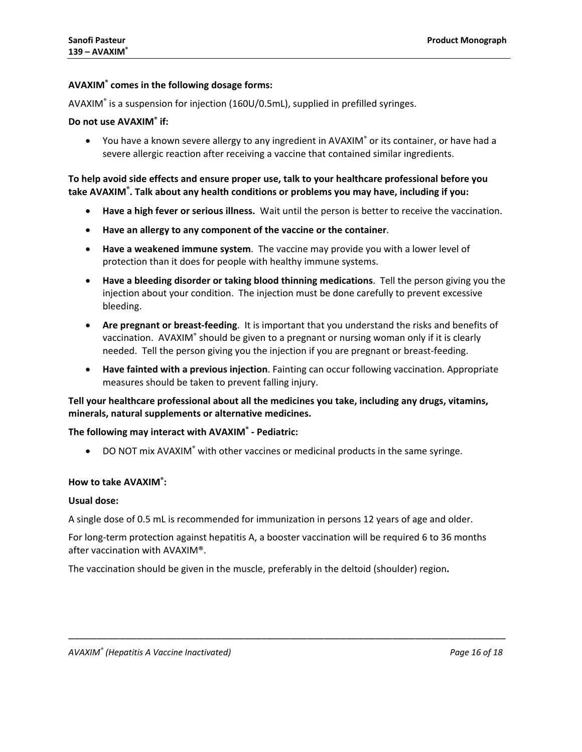**AVAXIM® comes in the following dosage forms:**

AVAXIM® is a suspension for injection (160U/0.5mL), supplied in prefilled syringes.

**Do not use AVAXIM® if:**

- You have a known severe allergy to any ingredient in AVAXIM® or its container, or have had a severe allergic reaction after receiving a vaccine that contained similar ingredients.

**To help avoid side effects and ensure proper use, talk to your healthcare professional before you take AVAXIM®. Talk about any health conditions or problems you may have, including if you:**

- **Have a high fever or serious illness.** Wait until the person is better to receive the vaccination.
- **Have an allergy to any component of the vaccine or the container**.
- **Have a weakened immune system**. The vaccine may provide you with a lower level of protection than it does for people with healthy immune systems.
- **Have a bleeding disorder or taking blood thinning medications**. Tell the person giving you the injection about your condition. The injection must be done carefully to prevent excessive bleeding.
- **Are pregnant or breast-feeding**. It is important that you understand the risks and benefits of vaccination. AVAXIM® should be given to a pregnant or nursing woman only if it is clearly needed. Tell the person giving you the injection if you are pregnant or breast-feeding.
- **Have fainted with a previous injection**. Fainting can occur following vaccination. Appropriate measures should be taken to prevent falling injury.

**Tell your healthcare professional about all the medicines you take, including any drugs, vitamins, minerals, natural supplements or alternative medicines.**

**The following may interact with AVAXIM® - Pediatric:**

- DO NOT mix AVAXIM® with other vaccines or medicinal products in the same syringe.

**How to take AVAXIM®:**

**Usual dose:**

A single dose of 0.5 mL is recommended for immunization in persons 12 years of age and older.

For long-term protection against hepatitis A, a booster vaccination will be required 6 to 36 months after vaccination with AVAXIM®.

The vaccination should be given in the muscle, preferably in the deltoid (shoulder) region.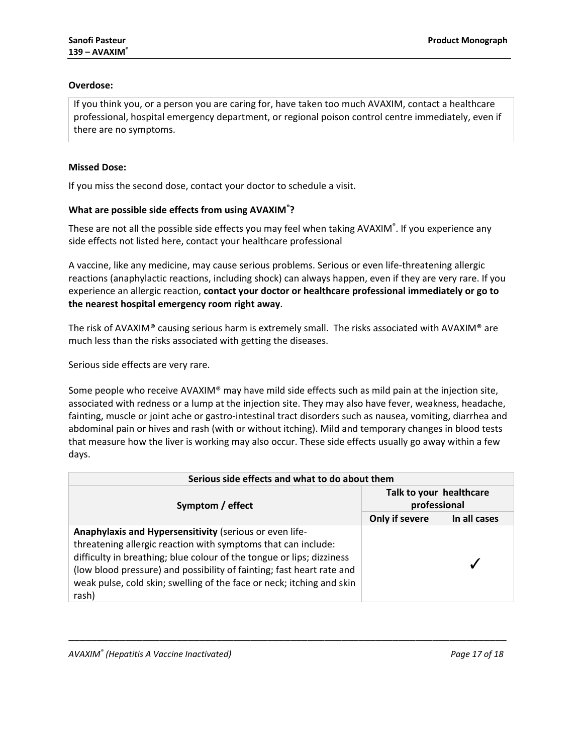**Overdose:**

If you think you, or a person you are caring for, have taken too much AVAXIM, contact a healthcare professional, hospital emergency department, or regional poison control centre immediately, even if there are no symptoms.

**Missed Dose:**

If you miss the second dose, contact your doctor to schedule a visit.

**What are possible side effects from using AVAXIM®?**

These are not all the possible side effects you may feel when taking AVAXIM®. If you experience any side effects not listed here, contact your healthcare professional

A vaccine, like any medicine, may cause serious problems. Serious or even life-threatening allergic reactions (anaphylactic reactions, including shock) can always happen, even if they are very rare. If you experience an allergic reaction, **contact your doctor or healthcare professional immediately or go to the nearest hospital emergency room right away**.

The risk of AVAXIM® causing serious harm is extremely small. The risks associated with AVAXIM® are much less than the risks associated with getting the diseases.

Serious side effects are very rare.

Some people who receive AVAXIM® may have mild side effects such as mild pain at the injection site, associated with redness or a lump at the injection site. They may also have fever, weakness, headache, fainting, muscle or joint ache or gastro-intestinal tract disorders such as nausea, vomiting, diarrhea and abdominal pain or hives and rash (with or without itching). Mild and temporary changes in blood tests that measure how the liver is working may also occur. These side effects usually go away within a few days.

| Serious side effects and what to do about them | | |
|---|---|---|
| **Symptom / effect** | **Talk to your healthcare professional** | |
| | **Only if severe** | **In all cases** |
| **Anaphylaxis and Hypersensitivity** (serious or even life-threatening allergic reaction with symptoms that can include: difficulty in breathing; blue colour of the tongue or lips; dizziness (low blood pressure) and possibility of fainting; fast heart rate and weak pulse, cold skin; swelling of the face or neck; itching and skin rash) | | ✓ |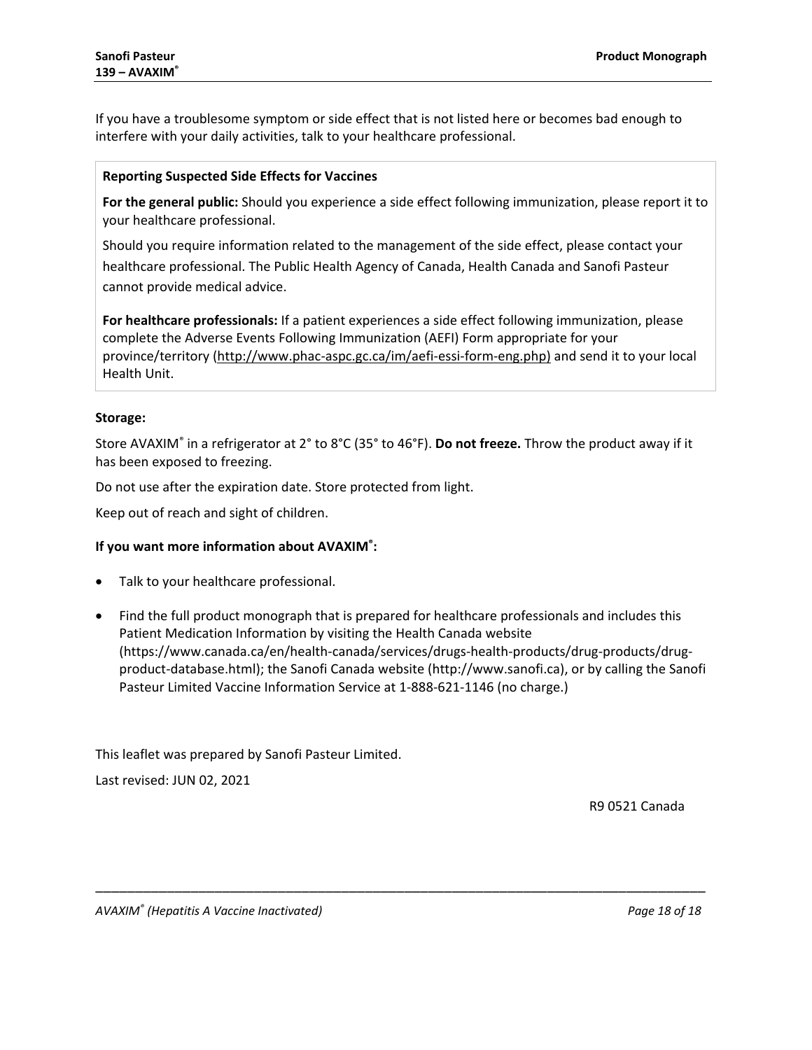If you have a troublesome symptom or side effect that is not listed here or becomes bad enough to interfere with your daily activities, talk to your healthcare professional.

**Reporting Suspected Side Effects for Vaccines**

**For the general public:** Should you experience a side effect following immunization, please report it to your healthcare professional.

Should you require information related to the management of the side effect, please contact your healthcare professional. The Public Health Agency of Canada, Health Canada and Sanofi Pasteur cannot provide medical advice.

**For healthcare professionals:** If a patient experiences a side effect following immunization, please complete the Adverse Events Following Immunization (AEFI) Form appropriate for your province/territory (http://www.phac-aspc.gc.ca/im/aefi-essi-form-eng.php) and send it to your local Health Unit.

**Storage:**

Store AVAXIM® in a refrigerator at 2° to 8°C (35° to 46°F). **Do not freeze.** Throw the product away if it has been exposed to freezing.

Do not use after the expiration date. Store protected from light.

Keep out of reach and sight of children.

**If you want more information about AVAXIM®:**

- Talk to your healthcare professional.
- Find the full product monograph that is prepared for healthcare professionals and includes this Patient Medication Information by visiting the Health Canada website (https://www.canada.ca/en/health-canada/services/drugs-health-products/drug-products/drug-product-database.html); the Sanofi Canada website (http://www.sanofi.ca), or by calling the Sanofi Pasteur Limited Vaccine Information Service at 1-888-621-1146 (no charge.)

This leaflet was prepared by Sanofi Pasteur Limited.

Last revised: JUN 02, 2021

R9 0521 Canada